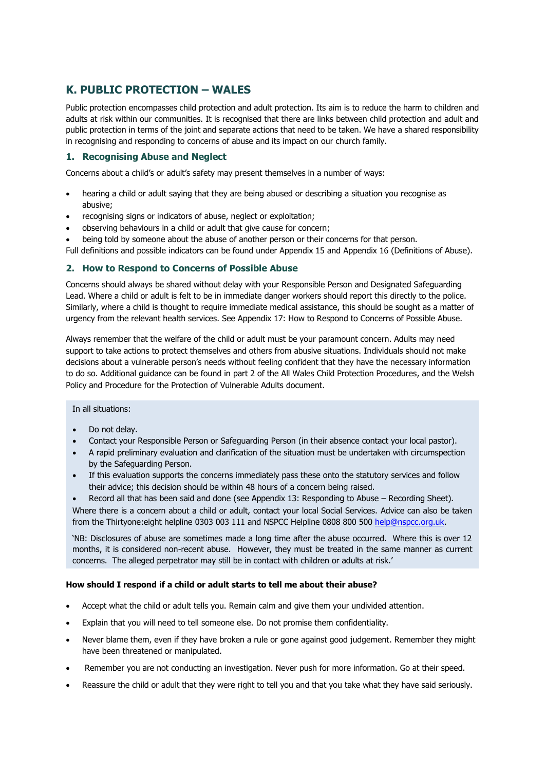## K. PUBLIC PROTECTION – WALES

Public protection encompasses child protection and adult protection. Its aim is to reduce the harm to children and adults at risk within our communities. It is recognised that there are links between child protection and adult and public protection in terms of the joint and separate actions that need to be taken. We have a shared responsibility in recognising and responding to concerns of abuse and its impact on our church family.

### 1. Recognising Abuse and Neglect

Concerns about a child's or adult's safety may present themselves in a number of ways:

- hearing a child or adult saying that they are being abused or describing a situation you recognise as abusive;
- recognising signs or indicators of abuse, neglect or exploitation;
- observing behaviours in a child or adult that give cause for concern;
- being told by someone about the abuse of another person or their concerns for that person.

Full definitions and possible indicators can be found under Appendix 15 and Appendix 16 (Definitions of Abuse).

### 2. How to Respond to Concerns of Possible Abuse

Concerns should always be shared without delay with your Responsible Person and Designated Safeguarding Lead. Where a child or adult is felt to be in immediate danger workers should report this directly to the police. Similarly, where a child is thought to require immediate medical assistance, this should be sought as a matter of urgency from the relevant health services. See Appendix 17: How to Respond to Concerns of Possible Abuse.

Always remember that the welfare of the child or adult must be your paramount concern. Adults may need support to take actions to protect themselves and others from abusive situations. Individuals should not make decisions about a vulnerable person's needs without feeling confident that they have the necessary information to do so. Additional guidance can be found in part 2 of the All Wales Child Protection Procedures, and the Welsh Policy and Procedure for the Protection of Vulnerable Adults document.

In all situations:

- Do not delay.
- Contact your Responsible Person or Safeguarding Person (in their absence contact your local pastor).
- A rapid preliminary evaluation and clarification of the situation must be undertaken with circumspection by the Safeguarding Person.
- If this evaluation supports the concerns immediately pass these onto the statutory services and follow their advice; this decision should be within 48 hours of a concern being raised.
- Record all that has been said and done (see Appendix 13: Responding to Abuse – Recording Sheet).

Where there is a concern about a child or adult, contact your local Social Services. Advice can also be taken from the Thirtyone:eight helpline 0303 003 111 and NSPCC Helpline 0808 800 500 help@nspcc.org.uk.

'NB: Disclosures of abuse are sometimes made a long time after the abuse occurred. Where this is over 12 months, it is considered non-recent abuse. However, they must be treated in the same manner as current concerns. The alleged perpetrator may still be in contact with children or adults at risk.'

**How should I respond if a child or adult starts to tell me about their abuse?**

- Accept what the child or adult tells you. Remain calm and give them your undivided attention.
- Explain that you will need to tell someone else. Do not promise them confidentiality.
- Never blame them, even if they have broken a rule or gone against good judgement. Remember they might have been threatened or manipulated.
- Remember you are not conducting an investigation. Never push for more information. Go at their speed.
- Reassure the child or adult that they were right to tell you and that you take what they have said seriously.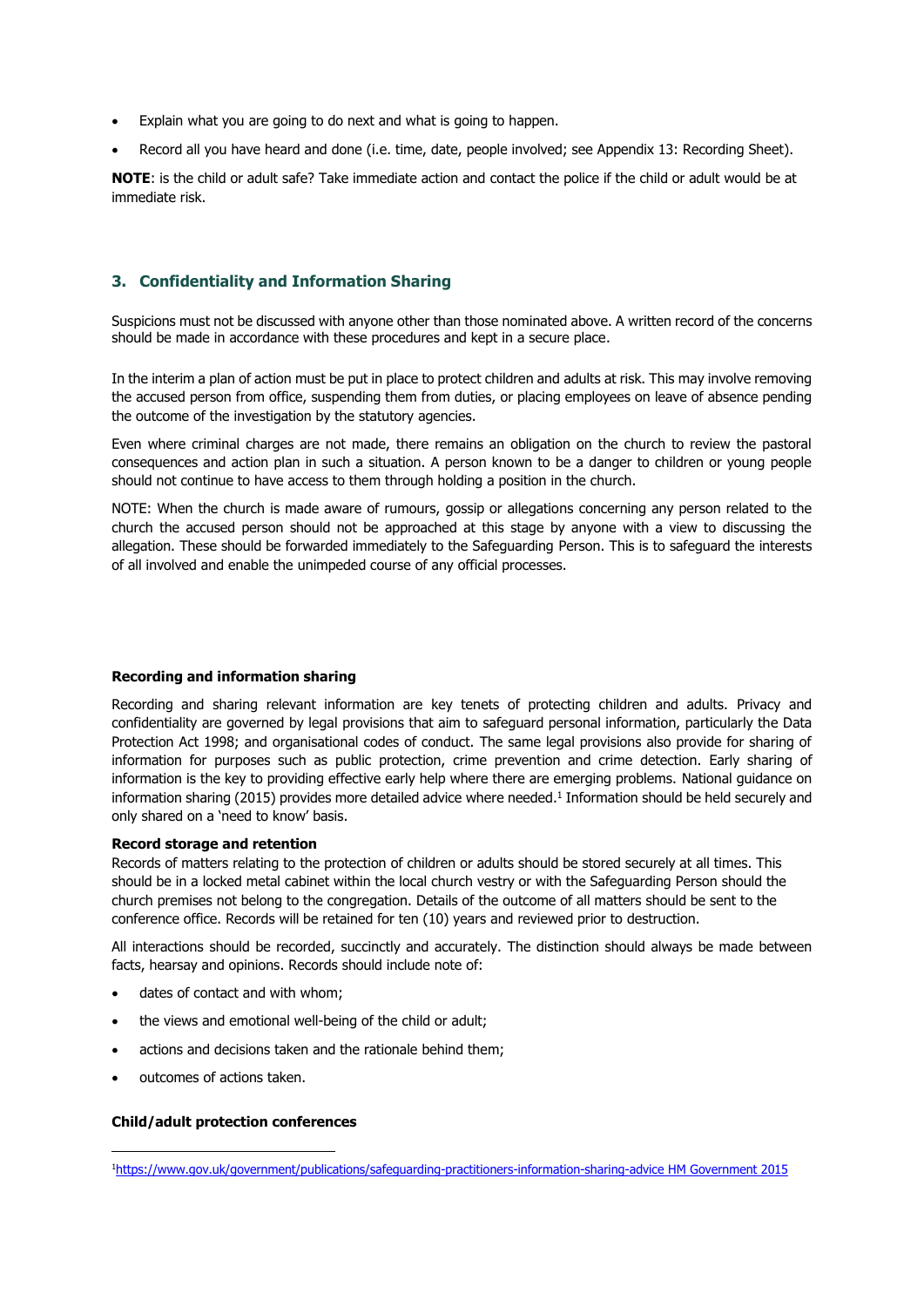- Explain what you are going to do next and what is going to happen.
- Record all you have heard and done (i.e. time, date, people involved; see Appendix 13: Recording Sheet).

**NOTE**: is the child or adult safe? Take immediate action and contact the police if the child or adult would be at immediate risk.

## 3. Confidentiality and Information Sharing

Suspicions must not be discussed with anyone other than those nominated above. A written record of the concerns should be made in accordance with these procedures and kept in a secure place.

In the interim a plan of action must be put in place to protect children and adults at risk. This may involve removing the accused person from office, suspending them from duties, or placing employees on leave of absence pending the outcome of the investigation by the statutory agencies.

Even where criminal charges are not made, there remains an obligation on the church to review the pastoral consequences and action plan in such a situation. A person known to be a danger to children or young people should not continue to have access to them through holding a position in the church.

NOTE: When the church is made aware of rumours, gossip or allegations concerning any person related to the church the accused person should not be approached at this stage by anyone with a view to discussing the allegation. These should be forwarded immediately to the Safeguarding Person. This is to safeguard the interests of all involved and enable the unimpeded course of any official processes.

**Recording and information sharing**

Recording and sharing relevant information are key tenets of protecting children and adults. Privacy and confidentiality are governed by legal provisions that aim to safeguard personal information, particularly the Data Protection Act 1998; and organisational codes of conduct. The same legal provisions also provide for sharing of information for purposes such as public protection, crime prevention and crime detection. Early sharing of information is the key to providing effective early help where there are emerging problems. National guidance on information sharing (2015) provides more detailed advice where needed.[1] Information should be held securely and only shared on a 'need to know' basis.

**Record storage and retention**

Records of matters relating to the protection of children or adults should be stored securely at all times. This should be in a locked metal cabinet within the local church vestry or with the Safeguarding Person should the church premises not belong to the congregation. Details of the outcome of all matters should be sent to the conference office. Records will be retained for ten (10) years and reviewed prior to destruction.

All interactions should be recorded, succinctly and accurately. The distinction should always be made between facts, hearsay and opinions. Records should include note of:

- dates of contact and with whom;
- the views and emotional well-being of the child or adult;
- actions and decisions taken and the rationale behind them;
- outcomes of actions taken.

**Child/adult protection conferences**

[1] https://www.gov.uk/government/publications/safeguarding-practitioners-information-sharing-advice HM Government 2015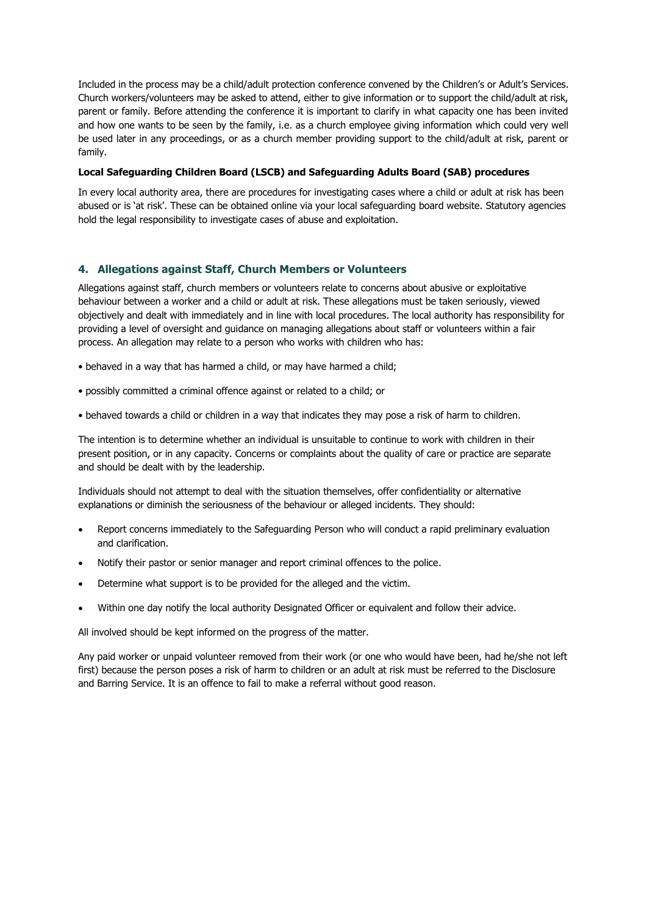Included in the process may be a child/adult protection conference convened by the Children's or Adult's Services. Church workers/volunteers may be asked to attend, either to give information or to support the child/adult at risk, parent or family. Before attending the conference it is important to clarify in what capacity one has been invited and how one wants to be seen by the family, i.e. as a church employee giving information which could very well be used later in any proceedings, or as a church member providing support to the child/adult at risk, parent or family.

**Local Safeguarding Children Board (LSCB) and Safeguarding Adults Board (SAB) procedures**

In every local authority area, there are procedures for investigating cases where a child or adult at risk has been abused or is 'at risk'. These can be obtained online via your local safeguarding board website. Statutory agencies hold the legal responsibility to investigate cases of abuse and exploitation.

## 4. Allegations against Staff, Church Members or Volunteers

Allegations against staff, church members or volunteers relate to concerns about abusive or exploitative behaviour between a worker and a child or adult at risk. These allegations must be taken seriously, viewed objectively and dealt with immediately and in line with local procedures. The local authority has responsibility for providing a level of oversight and guidance on managing allegations about staff or volunteers within a fair process. An allegation may relate to a person who works with children who has:

- behaved in a way that has harmed a child, or may have harmed a child;
- possibly committed a criminal offence against or related to a child; or
- behaved towards a child or children in a way that indicates they may pose a risk of harm to children.

The intention is to determine whether an individual is unsuitable to continue to work with children in their present position, or in any capacity. Concerns or complaints about the quality of care or practice are separate and should be dealt with by the leadership.

Individuals should not attempt to deal with the situation themselves, offer confidentiality or alternative explanations or diminish the seriousness of the behaviour or alleged incidents. They should:

- Report concerns immediately to the Safeguarding Person who will conduct a rapid preliminary evaluation and clarification.
- Notify their pastor or senior manager and report criminal offences to the police.
- Determine what support is to be provided for the alleged and the victim.
- Within one day notify the local authority Designated Officer or equivalent and follow their advice.

All involved should be kept informed on the progress of the matter.

Any paid worker or unpaid volunteer removed from their work (or one who would have been, had he/she not left first) because the person poses a risk of harm to children or an adult at risk must be referred to the Disclosure and Barring Service. It is an offence to fail to make a referral without good reason.